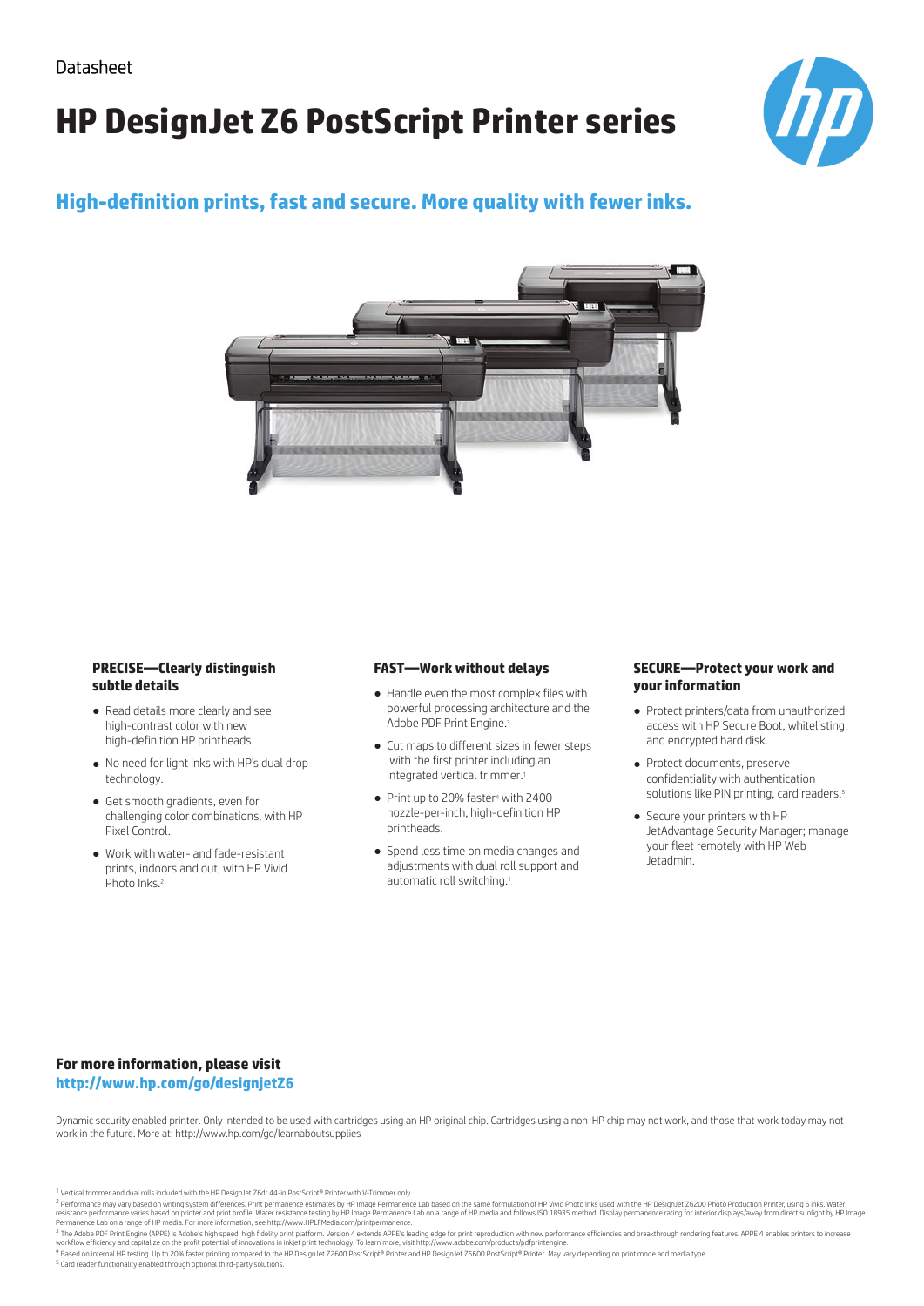Datasheet

# HP DesignJet Z6 PostScript Printer series

## High-definition prints, fast and secure. More quality with fewer inks.

### PRECISE—Clearly distinguish subtle details

- Read details more clearly and see high-contrast color with new high-definition HP printheads.
- No need for light inks with HP's dual drop technology.
- Get smooth gradients, even for challenging color combinations, with HP Pixel Control.
- Work with water- and fade-resistant prints, indoors and out, with HP Vivid Photo Inks.[2]

### FAST—Work without delays

- Handle even the most complex files with powerful processing architecture and the Adobe PDF Print Engine.[3]
- Cut maps to different sizes in fewer steps with the first printer including an integrated vertical trimmer.[1]
- Print up to 20% faster[4] with 2400 nozzle-per-inch, high-definition HP printheads.
- Spend less time on media changes and adjustments with dual roll support and automatic roll switching.[1]

### SECURE—Protect your work and your information

- Protect printers/data from unauthorized access with HP Secure Boot, whitelisting, and encrypted hard disk.
- Protect documents, preserve confidentiality with authentication solutions like PIN printing, card readers.[5]
- Secure your printers with HP JetAdvantage Security Manager; manage your fleet remotely with HP Web Jetadmin.

**For more information, please visit**
**http://www.hp.com/go/designjetZ6**

Dynamic security enabled printer. Only intended to be used with cartridges using an HP original chip. Cartridges using a non-HP chip may not work, and those that work today may not work in the future. More at: http://www.hp.com/go/learnaboutsupplies

[1] Vertical trimmer and dual rolls included with the HP DesignJet Z6dr 44-in PostScript® Printer with V-Trimmer only.

[2] Performance may vary based on writing system differences. Print permanence estimates by HP Image Permanence Lab based on the same formulation of HP Vivid Photo Inks used with the HP DesignJet Z6200 Photo Production Printer, using 6 inks. Water resistance performance varies based on printer and print profile. Water resistance testing by HP Image Permanence Lab on a range of HP media and follows ISO 18935 method. Display permanence rating for interior displays/away from direct sunlight by HP Image Permanence Lab on a range of HP media. For more information, see http://www.HPLFMedia.com/printpermanence.

[3] The Adobe PDF Print Engine (APPE) is Adobe's high speed, high fidelity print platform. Version 4 extends APPE's leading edge for print reproduction with new performance efficiencies and breakthrough rendering features. APPE 4 enables printers to increase workflow efficiency and capitalize on the profit potential of innovations in inkjet print technology. To learn more, visit http://www.adobe.com/products/pdfprintengine.

[4] Based on internal HP testing. Up to 20% faster printing compared to the HP DesignJet Z2600 PostScript® Printer and HP DesignJet Z5600 PostScript® Printer. May vary depending on print mode and media type.

[5] Card reader functionality enabled through optional third-party solutions.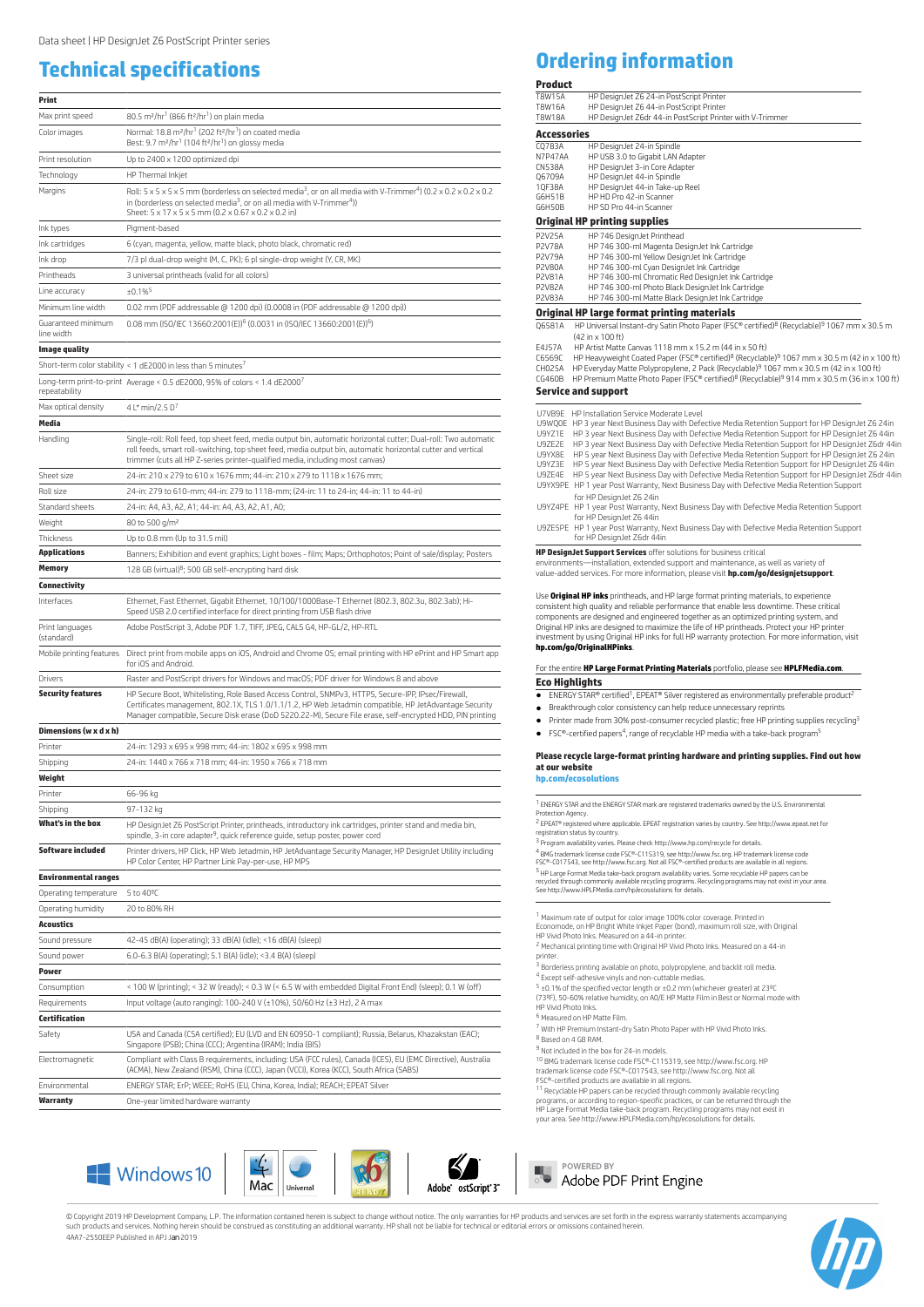# Technical specifications

| | |
|---|---|
| **Print** | |
| Max print speed | 80.5 m²/hr[1] (866 ft²/hr[1]) on plain media |
| Color images | Normal: 18.8 m²/hr[1] (202 ft²/hr[1]) on coated media<br>Best: 9.7 m²/hr[1] (104 ft²/hr[1]) on glossy media |
| Print resolution | Up to 2400 x 1200 optimized dpi |
| Technology | HP Thermal Inkjet |
| Margins | Roll: 5 x 5 x 5 x 5 mm (borderless on selected media[3], or on all media with V-Trimmer[4]) (0.2 x 0.2 x 0.2 x 0.2 in (borderless on selected media[3], or on all media with V-Trimmer[4]))<br>Sheet: 5 x 17 x 5 x 5 mm (0.2 x 0.67 x 0.2 x 0.2 in) |
| Ink types | Pigment-based |
| Ink cartridges | 6 (cyan, magenta, yellow, matte black, photo black, chromatic red) |
| Ink drop | 7/3 pl dual-drop weight (M, C, PK); 6 pl single-drop weight (Y, CR, MK) |
| Printheads | 3 universal printheads (valid for all colors) |
| Line accuracy | ±0.1%[5] |
| Minimum line width | 0.02 mm (PDF addressable @ 1200 dpi) (0.0008 in (PDF addressable @ 1200 dpi)) |
| Guaranteed minimum line width | 0.08 mm (ISO/IEC 13660:2001(E))[6] (0.0031 in (ISO/IEC 13660:2001(E))[6]) |
| **Image quality** | |
| Short-term color stability | < 1 dE2000 in less than 5 minutes[7] |
| Long-term print-to-print repeatability | Average < 0.5 dE2000, 95% of colors < 1.4 dE2000[7] |
| Max optical density | 4 L* min/2.5 D[7] |
| **Media** | |
| Handling | Single-roll: Roll feed, top sheet feed, media output bin, automatic horizontal cutter; Dual-roll: Two automatic roll feeds, smart roll-switching, top sheet feed, media output bin, automatic horizontal cutter and vertical trimmer (cuts all HP Z-series printer-qualified media, including most canvas) |
| Sheet size | 24-in: 210 x 279 to 610 x 1676 mm; 44-in: 210 x 279 to 1118 x 1676 mm; |
| Roll size | 24-in: 279 to 610-mm; 44-in: 279 to 1118-mm; (24-in: 11 to 24-in; 44-in: 11 to 44-in) |
| Standard sheets | 24-in: A4, A3, A2, A1; 44-in: A4, A3, A2, A1, A0; |
| Weight | 80 to 500 g/m² |
| Thickness | Up to 0.8 mm (Up to 31.5 mil) |
| **Applications** | Banners; Exhibition and event graphics; Light boxes - film; Maps; Orthophotos; Point of sale/display; Posters |
| **Memory** | 128 GB (virtual)[8]; 500 GB self-encrypting hard disk |
| **Connectivity** | |
| Interfaces | Ethernet, Fast Ethernet, Gigabit Ethernet, 10/100/1000Base-T Ethernet (802.3, 802.3u, 802.3ab); Hi-Speed USB 2.0 certified interface for direct printing from USB flash drive |
| Print languages (standard) | Adobe PostScript 3, Adobe PDF 1.7, TIFF, JPEG, CALS G4, HP-GL/2, HP-RTL |
| Mobile printing features | Direct print from mobile apps on iOS, Android and Chrome OS; email printing with HP ePrint and HP Smart app for iOS and Android. |
| Drivers | Raster and PostScript drivers for Windows and macOS; PDF driver for Windows 8 and above |
| **Security features** | HP Secure Boot, Whitelisting, Role Based Access Control, SNMPv3, HTTPS, Secure-IPP, IPSec/Firewall, Certificates management, 802.1X, TLS 1.0/1.1/1.2, HP Web Jetadmin compatible, HP JetAdvantage Security Manager compatible, Secure Disk erase (DoD 5220.22-M), Secure File erase, self-encrypted HDD, PIN printing |
| **Dimensions (w x d x h)** | |
| Printer | 24-in: 1293 x 695 x 998 mm; 44-in: 1802 x 695 x 998 mm |
| Shipping | 24-in: 1440 x 766 x 718 mm; 44-in: 1950 x 766 x 718 mm |
| **Weight** | |
| Printer | 66-96 kg |
| Shipping | 97-132 kg |
| **What's in the box** | HP DesignJet Z6 PostScript Printer, printheads, introductory ink cartridges, printer stand and media bin, spindle, 3-in core adapter[9], quick reference guide, setup poster, power cord |
| **Software included** | Printer drivers, HP Click, HP Web Jetadmin, HP JetAdvantage Security Manager, HP DesignJet Utility including HP Color Center, HP Partner Link Pay-per-use, HP MPS |
| **Environmental ranges** | |
| Operating temperature | 5 to 40ºC |
| Operating humidity | 20 to 80% RH |
| **Acoustics** | |
| Sound pressure | 42-45 dB(A) (operating); 33 dB(A) (idle); <16 dB(A) (sleep) |
| Sound power | 6.0-6.3 B(A) (operating); 5.1 B(A) (idle); <3.4 B(A) (sleep) |
| **Power** | |
| Consumption | < 100 W (printing); < 32 W (ready); < 0.3 W (< 6.5 W with embedded Digital Front End) (sleep); 0.1 W (off) |
| Requirements | Input voltage (auto ranging): 100-240 V (±10%), 50/60 Hz (±3 Hz), 2 A max |
| **Certification** | |
| Safety | USA and Canada (CSA certified); EU (LVD and EN 60950-1 compliant); Russia, Belarus, Kazakhstan (EAC); Singapore (PSB); China (CCC); Argentina (IRAM); India (BIS) |
| Electromagnetic | Compliant with Class B requirements, including: USA (FCC rules), Canada (ICES), EU (EMC Directive), Australia (ACMA), New Zealand (RSM), China (CCC), Japan (VCCI), Korea (KCC), South Africa (SABS) |
| Environmental | ENERGY STAR; ErP; WEEE; RoHS (EU, China, Korea, India); REACH; EPEAT Silver |
| **Warranty** | One-year limited hardware warranty |

# Ordering information

### Product

| | |
|---|---|
| T8W15A | HP DesignJet Z6 24-in PostScript Printer |
| T8W16A | HP DesignJet Z6 44-in PostScript Printer |
| T8W18A | HP DesignJet Z6dr 44-in PostScript Printer with V-Trimmer |

### Accessories

| | |
|---|---|
| CQ783A | HP DesignJet 24-in Spindle |
| N7P47AA | HP USB 3.0 to Gigabit LAN Adapter |
| CN538A | HP DesignJet 3-in Core Adapter |
| Q6709A | HP DesignJet 44-in Spindle |
| 1QF38A | HP DesignJet 44-in Take-up Reel |
| G6H51B | HP HD Pro 42-in Scanner |
| G6H50B | HP SD Pro 44-in Scanner |

### Original HP printing supplies

| | |
|---|---|
| P2V25A | HP 746 DesignJet Printhead |
| P2V78A | HP 746 300-ml Magenta DesignJet Ink Cartridge |
| P2V79A | HP 746 300-ml Yellow DesignJet Ink Cartridge |
| P2V80A | HP 746 300-ml Cyan DesignJet Ink Cartridge |
| P2V81A | HP 746 300-ml Chromatic Red DesignJet Ink Cartridge |
| P2V82A | HP 746 300-ml Photo Black DesignJet Ink Cartridge |
| P2V83A | HP 746 300-ml Matte Black DesignJet Ink Cartridge |

### Original HP large format printing materials

| | |
|---|---|
| Q6581A | HP Universal Instant-dry Satin Photo Paper (FSC® certified)[8] (Recyclable)[9] 1067 mm x 30.5 m (42 in x 100 ft) |
| E4J57A | HP Artist Matte Canvas 1118 mm x 15.2 m (44 in x 50 ft) |
| C6569C | HP Heavyweight Coated Paper (FSC® certified)[8] (Recyclable)[9] 1067 mm x 30.5 m (42 in x 100 ft) |
| CH025A | HP Everyday Matte Polypropylene, 2 Pack (Recyclable)[9] 1067 mm x 30.5 m (42 in x 100 ft) |
| CG460B | HP Premium Matte Photo Paper (FSC® certified)[8] (Recyclable)[9] 914 mm x 30.5 m (36 in x 100 ft) |

### Service and support

| | |
|---|---|
| U7VB9E | HP Installation Service Moderate Level |
| U9WQ0E | HP 3 year Next Business Day with Defective Media Retention Support for HP DesignJet Z6 24in |
| U9YZ1E | HP 3 year Next Business Day with Defective Media Retention Support for HP DesignJet Z6 44in |
| U9ZE2E | HP 3 year Next Business Day with Defective Media Retention Support for HP DesignJet Z6dr 44in |
| U9YX8E | HP 5 year Next Business Day with Defective Media Retention Support for HP DesignJet Z6 24in |
| U9YZ3E | HP 5 year Next Business Day with Defective Media Retention Support for HP DesignJet Z6 44in |
| U9ZE4E | HP 5 year Next Business Day with Defective Media Retention Support for HP DesignJet Z6dr 44in |
| U9YX9PE | HP 1 year Post Warranty, Next Business Day with Defective Media Retention Support for HP DesignJet Z6 24in |
| U9YZ4PE | HP 1 year Post Warranty, Next Business Day with Defective Media Retention Support for HP DesignJet Z6 44in |
| U9ZE5PE | HP 1 year Post Warranty, Next Business Day with Defective Media Retention Support for HP DesignJet Z6dr 44in |

**HP DesignJet Support Services** offer solutions for business critical environments—installation, extended support and maintenance, as well as variety of value-added services. For more information, please visit **hp.com/go/designjetsupport**.

Use **Original HP inks** printheads, and HP large format printing materials, to experience consistent high quality and reliable performance that enable less downtime. These critical components are designed and engineered together as an optimized printing system, and Original HP inks are designed to maximize the life of HP printheads. Protect your HP printer investment by using Original HP inks for full HP warranty protection. For more information, visit **hp.com/go/OriginalHPinks**.

For the entire **HP Large Format Printing Materials** portfolio, please see **HPLFMedia.com**.

### Eco Highlights

- ENERGY STAR® certified[1], EPEAT® Silver registered as environmentally preferable product[2]
- Breakthrough color consistency can help reduce unnecessary reprints
- Printer made from 30% post-consumer recycled plastic; free HP printing supplies recycling[3]
- FSC®-certified papers[4], range of recyclable HP media with a take-back program[5]

**Please recycle large-format printing hardware and printing supplies. Find out how at our website**
**hp.com/ecosolutions**

[1] ENERGY STAR and the ENERGY STAR mark are registered trademarks owned by the U.S. Environmental Protection Agency.
[2] EPEAT® registered where applicable. EPEAT registration varies by country. See http://www.epeat.net for registration status by country.
[3] Program availability varies. Please check http://www.hp.com/recycle for details.
[4] BMG trademark license code FSC®-C115319, see http://www.fsc.org. HP trademark license code FSC®-C017543, see http://www.fsc.org. Not all FSC®-certified products are available in all regions.
[5] HP Large Format Media take-back program availability varies. Some recyclable HP papers can be recycled through commonly available recycling programs. Recycling programs may not exist in your area. See http://www.HPLFMedia.com/hp/ecosolutions for details.

[1] Maximum rate of output for color image 100% color coverage. Printed in Economode, on HP Bright White Inkjet Paper (bond), maximum roll size, with Original HP Vivid Photo Inks. Measured on a 44-in printer.
[2] Mechanical printing time with Original HP Vivid Photo Inks. Measured on a 44-in printer.
[3] Borderless printing available on photo, polypropylene, and backlit roll media.
[4] Except self-adhesive vinyls and non-cuttable medias.
[5] ±0.1% of the specified vector length or ±0.2 mm (whichever greater) at 23ºC (73ºF), 50-60% relative humidity, on A0/E HP Matte Film in Best or Normal mode with HP Vivid Photo Inks.
[6] Measured on HP Matte Film.
[7] With HP Premium Instant-dry Satin Photo Paper with HP Vivid Photo Inks.
[8] Based on 4 GB RAM.
[9] Not included in the box for 24-in models.
[10] BMG trademark license code FSC®-C115319, see http://www.fsc.org. HP trademark license code FSC®-C017543, see http://www.fsc.org. Not all FSC®-certified products are available in all regions.
[11] Recyclable HP papers can be recycled through commonly available recycling programs, or according to region-specific practices, or can be returned through the HP Large Format Media take-back program. Recycling programs may not exist in your area. See http://www.HPLFMedia.com/hp/ecosolutions for details.

Windows 10 | Mac | Universal | Adobe PostScript 3 | POWERED BY Adobe PDF Print Engine

© Copyright 2019 HP Development Company, L.P. The information contained herein is subject to change without notice. The only warranties for HP products and services are set forth in the express warranty statements accompanying such products and services. Nothing herein should be construed as constituting an additional warranty. HP shall not be liable for technical or editorial errors or omissions contained herein.
4AA7-2550EEP Published in APJ Jan 2019